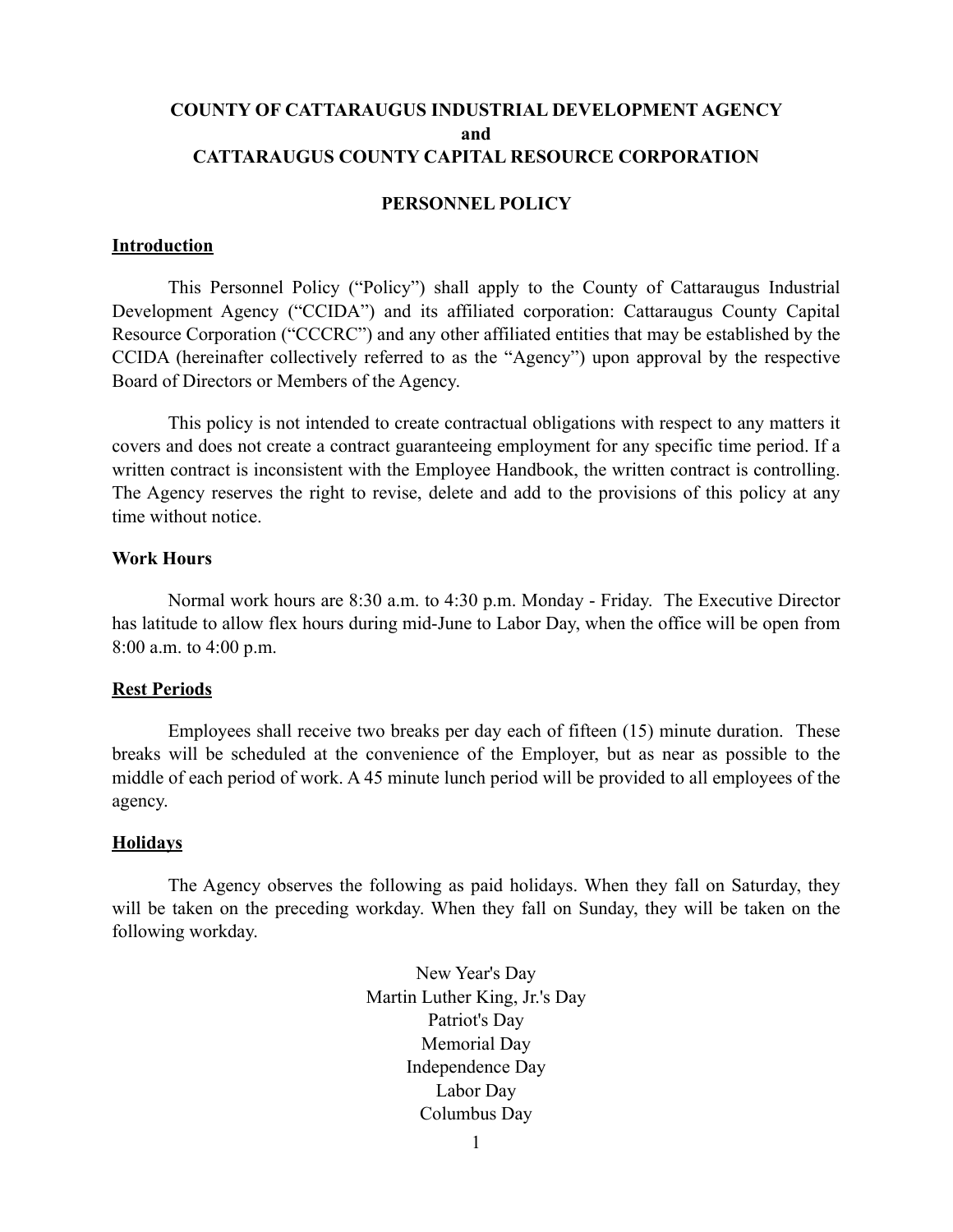# COUNTY OF CATTARAUGUS INDUSTRIAL DEVELOPMENT AGENCY
# and
# CATTARAUGUS COUNTY CAPITAL RESOURCE CORPORATION

## PERSONNEL POLICY

### Introduction

This Personnel Policy ("Policy") shall apply to the County of Cattaraugus Industrial Development Agency ("CCIDA") and its affiliated corporation: Cattaraugus County Capital Resource Corporation ("CCCRC") and any other affiliated entities that may be established by the CCIDA (hereinafter collectively referred to as the "Agency") upon approval by the respective Board of Directors or Members of the Agency.

This policy is not intended to create contractual obligations with respect to any matters it covers and does not create a contract guaranteeing employment for any specific time period. If a written contract is inconsistent with the Employee Handbook, the written contract is controlling. The Agency reserves the right to revise, delete and add to the provisions of this policy at any time without notice.

### Work Hours

Normal work hours are 8:30 a.m. to 4:30 p.m. Monday - Friday. The Executive Director has latitude to allow flex hours during mid-June to Labor Day, when the office will be open from 8:00 a.m. to 4:00 p.m.

### Rest Periods

Employees shall receive two breaks per day each of fifteen (15) minute duration. These breaks will be scheduled at the convenience of the Employer, but as near as possible to the middle of each period of work. A 45 minute lunch period will be provided to all employees of the agency.

### Holidays

The Agency observes the following as paid holidays. When they fall on Saturday, they will be taken on the preceding workday. When they fall on Sunday, they will be taken on the following workday.

New Year's Day
Martin Luther King, Jr.'s Day
Patriot's Day
Memorial Day
Independence Day
Labor Day
Columbus Day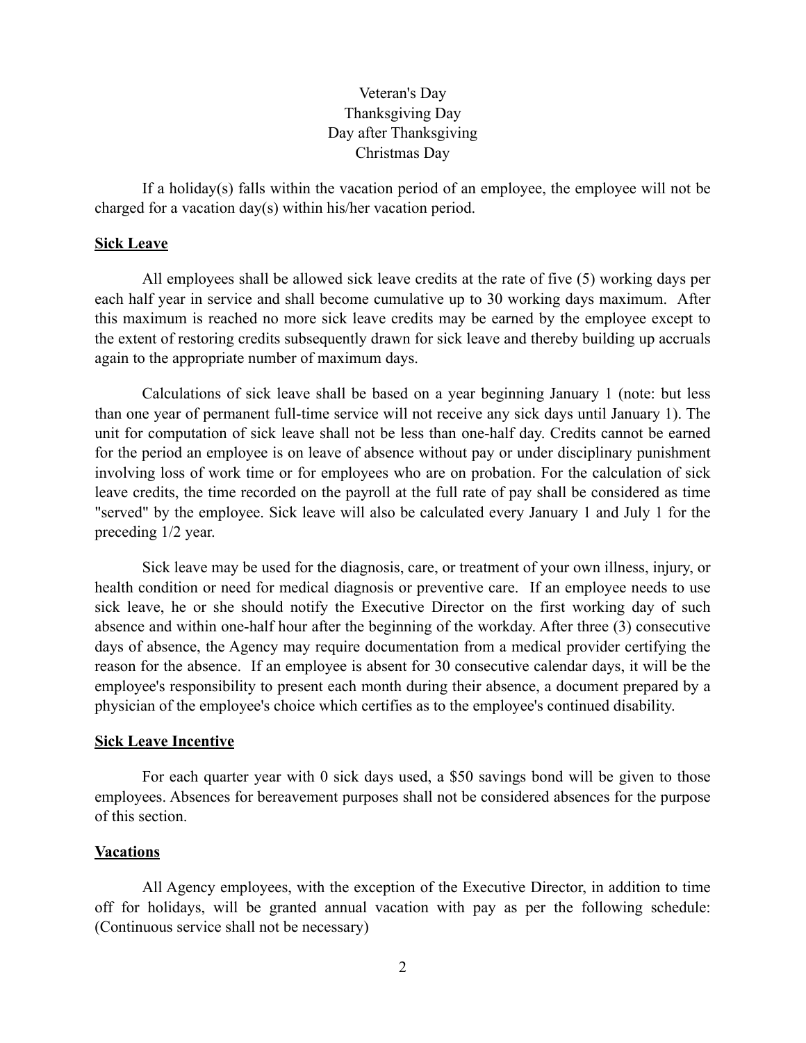Veteran's Day
Thanksgiving Day
Day after Thanksgiving
Christmas Day

If a holiday(s) falls within the vacation period of an employee, the employee will not be charged for a vacation day(s) within his/her vacation period.

**Sick Leave**

All employees shall be allowed sick leave credits at the rate of five (5) working days per each half year in service and shall become cumulative up to 30 working days maximum. After this maximum is reached no more sick leave credits may be earned by the employee except to the extent of restoring credits subsequently drawn for sick leave and thereby building up accruals again to the appropriate number of maximum days.

Calculations of sick leave shall be based on a year beginning January 1 (note: but less than one year of permanent full-time service will not receive any sick days until January 1). The unit for computation of sick leave shall not be less than one-half day. Credits cannot be earned for the period an employee is on leave of absence without pay or under disciplinary punishment involving loss of work time or for employees who are on probation. For the calculation of sick leave credits, the time recorded on the payroll at the full rate of pay shall be considered as time "served" by the employee. Sick leave will also be calculated every January 1 and July 1 for the preceding 1/2 year.

Sick leave may be used for the diagnosis, care, or treatment of your own illness, injury, or health condition or need for medical diagnosis or preventive care. If an employee needs to use sick leave, he or she should notify the Executive Director on the first working day of such absence and within one-half hour after the beginning of the workday. After three (3) consecutive days of absence, the Agency may require documentation from a medical provider certifying the reason for the absence. If an employee is absent for 30 consecutive calendar days, it will be the employee's responsibility to present each month during their absence, a document prepared by a physician of the employee's choice which certifies as to the employee's continued disability.

**Sick Leave Incentive**

For each quarter year with 0 sick days used, a $50 savings bond will be given to those employees. Absences for bereavement purposes shall not be considered absences for the purpose of this section.

**Vacations**

All Agency employees, with the exception of the Executive Director, in addition to time off for holidays, will be granted annual vacation with pay as per the following schedule: (Continuous service shall not be necessary)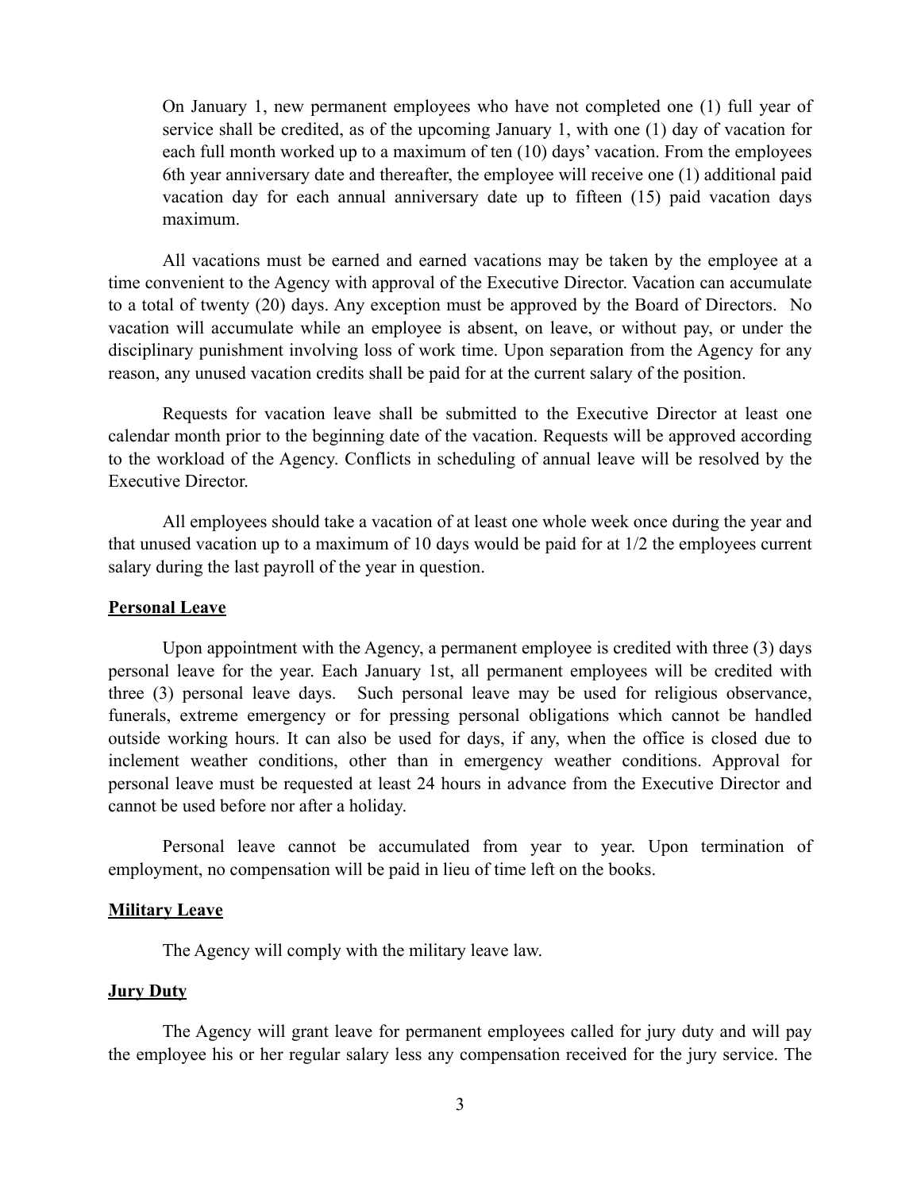On January 1, new permanent employees who have not completed one (1) full year of service shall be credited, as of the upcoming January 1, with one (1) day of vacation for each full month worked up to a maximum of ten (10) days' vacation. From the employees 6th year anniversary date and thereafter, the employee will receive one (1) additional paid vacation day for each annual anniversary date up to fifteen (15) paid vacation days maximum.

All vacations must be earned and earned vacations may be taken by the employee at a time convenient to the Agency with approval of the Executive Director. Vacation can accumulate to a total of twenty (20) days. Any exception must be approved by the Board of Directors. No vacation will accumulate while an employee is absent, on leave, or without pay, or under the disciplinary punishment involving loss of work time. Upon separation from the Agency for any reason, any unused vacation credits shall be paid for at the current salary of the position.

Requests for vacation leave shall be submitted to the Executive Director at least one calendar month prior to the beginning date of the vacation. Requests will be approved according to the workload of the Agency. Conflicts in scheduling of annual leave will be resolved by the Executive Director.

All employees should take a vacation of at least one whole week once during the year and that unused vacation up to a maximum of 10 days would be paid for at 1/2 the employees current salary during the last payroll of the year in question.

**Personal Leave**

Upon appointment with the Agency, a permanent employee is credited with three (3) days personal leave for the year. Each January 1st, all permanent employees will be credited with three (3) personal leave days. Such personal leave may be used for religious observance, funerals, extreme emergency or for pressing personal obligations which cannot be handled outside working hours. It can also be used for days, if any, when the office is closed due to inclement weather conditions, other than in emergency weather conditions. Approval for personal leave must be requested at least 24 hours in advance from the Executive Director and cannot be used before nor after a holiday.

Personal leave cannot be accumulated from year to year. Upon termination of employment, no compensation will be paid in lieu of time left on the books.

**Military Leave**

The Agency will comply with the military leave law.

**Jury Duty**

The Agency will grant leave for permanent employees called for jury duty and will pay the employee his or her regular salary less any compensation received for the jury service. The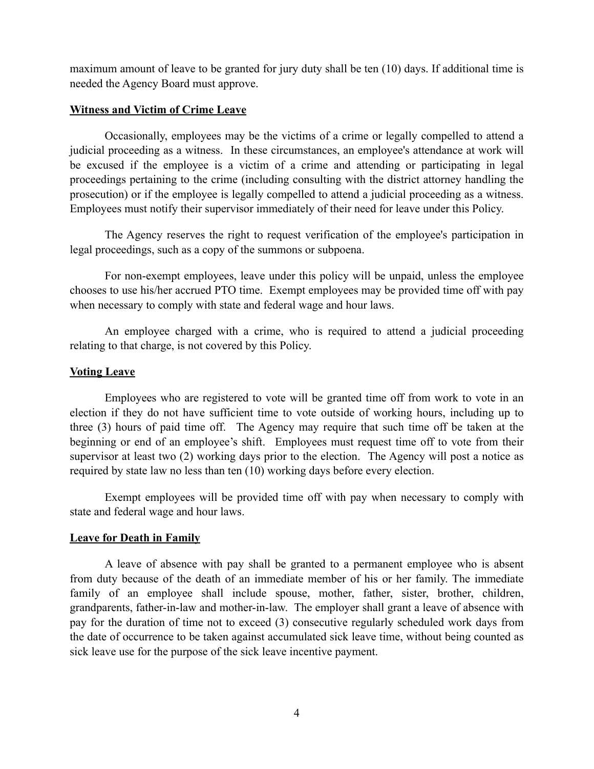maximum amount of leave to be granted for jury duty shall be ten (10) days. If additional time is needed the Agency Board must approve.

## Witness and Victim of Crime Leave

Occasionally, employees may be the victims of a crime or legally compelled to attend a judicial proceeding as a witness. In these circumstances, an employee's attendance at work will be excused if the employee is a victim of a crime and attending or participating in legal proceedings pertaining to the crime (including consulting with the district attorney handling the prosecution) or if the employee is legally compelled to attend a judicial proceeding as a witness. Employees must notify their supervisor immediately of their need for leave under this Policy.

The Agency reserves the right to request verification of the employee's participation in legal proceedings, such as a copy of the summons or subpoena.

For non-exempt employees, leave under this policy will be unpaid, unless the employee chooses to use his/her accrued PTO time. Exempt employees may be provided time off with pay when necessary to comply with state and federal wage and hour laws.

An employee charged with a crime, who is required to attend a judicial proceeding relating to that charge, is not covered by this Policy.

## Voting Leave

Employees who are registered to vote will be granted time off from work to vote in an election if they do not have sufficient time to vote outside of working hours, including up to three (3) hours of paid time off. The Agency may require that such time off be taken at the beginning or end of an employee's shift. Employees must request time off to vote from their supervisor at least two (2) working days prior to the election. The Agency will post a notice as required by state law no less than ten (10) working days before every election.

Exempt employees will be provided time off with pay when necessary to comply with state and federal wage and hour laws.

## Leave for Death in Family

A leave of absence with pay shall be granted to a permanent employee who is absent from duty because of the death of an immediate member of his or her family. The immediate family of an employee shall include spouse, mother, father, sister, brother, children, grandparents, father-in-law and mother-in-law. The employer shall grant a leave of absence with pay for the duration of time not to exceed (3) consecutive regularly scheduled work days from the date of occurrence to be taken against accumulated sick leave time, without being counted as sick leave use for the purpose of the sick leave incentive payment.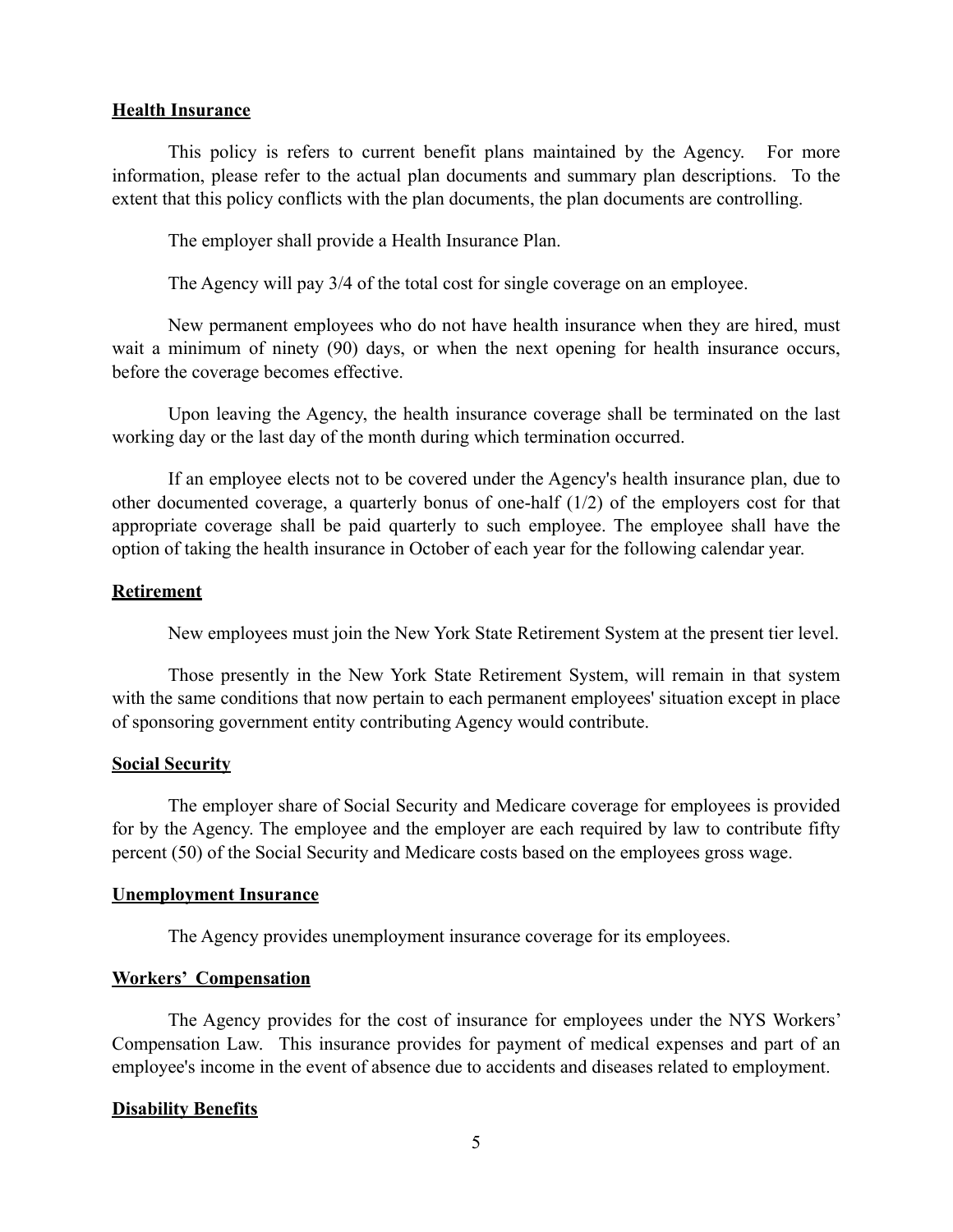**Health Insurance**

This policy is refers to current benefit plans maintained by the Agency. For more information, please refer to the actual plan documents and summary plan descriptions. To the extent that this policy conflicts with the plan documents, the plan documents are controlling.

The employer shall provide a Health Insurance Plan.

The Agency will pay 3/4 of the total cost for single coverage on an employee.

New permanent employees who do not have health insurance when they are hired, must wait a minimum of ninety (90) days, or when the next opening for health insurance occurs, before the coverage becomes effective.

Upon leaving the Agency, the health insurance coverage shall be terminated on the last working day or the last day of the month during which termination occurred.

If an employee elects not to be covered under the Agency's health insurance plan, due to other documented coverage, a quarterly bonus of one-half (1/2) of the employers cost for that appropriate coverage shall be paid quarterly to such employee. The employee shall have the option of taking the health insurance in October of each year for the following calendar year.

**Retirement**

New employees must join the New York State Retirement System at the present tier level.

Those presently in the New York State Retirement System, will remain in that system with the same conditions that now pertain to each permanent employees' situation except in place of sponsoring government entity contributing Agency would contribute.

**Social Security**

The employer share of Social Security and Medicare coverage for employees is provided for by the Agency. The employee and the employer are each required by law to contribute fifty percent (50) of the Social Security and Medicare costs based on the employees gross wage.

**Unemployment Insurance**

The Agency provides unemployment insurance coverage for its employees.

**Workers' Compensation**

The Agency provides for the cost of insurance for employees under the NYS Workers' Compensation Law. This insurance provides for payment of medical expenses and part of an employee's income in the event of absence due to accidents and diseases related to employment.

**Disability Benefits**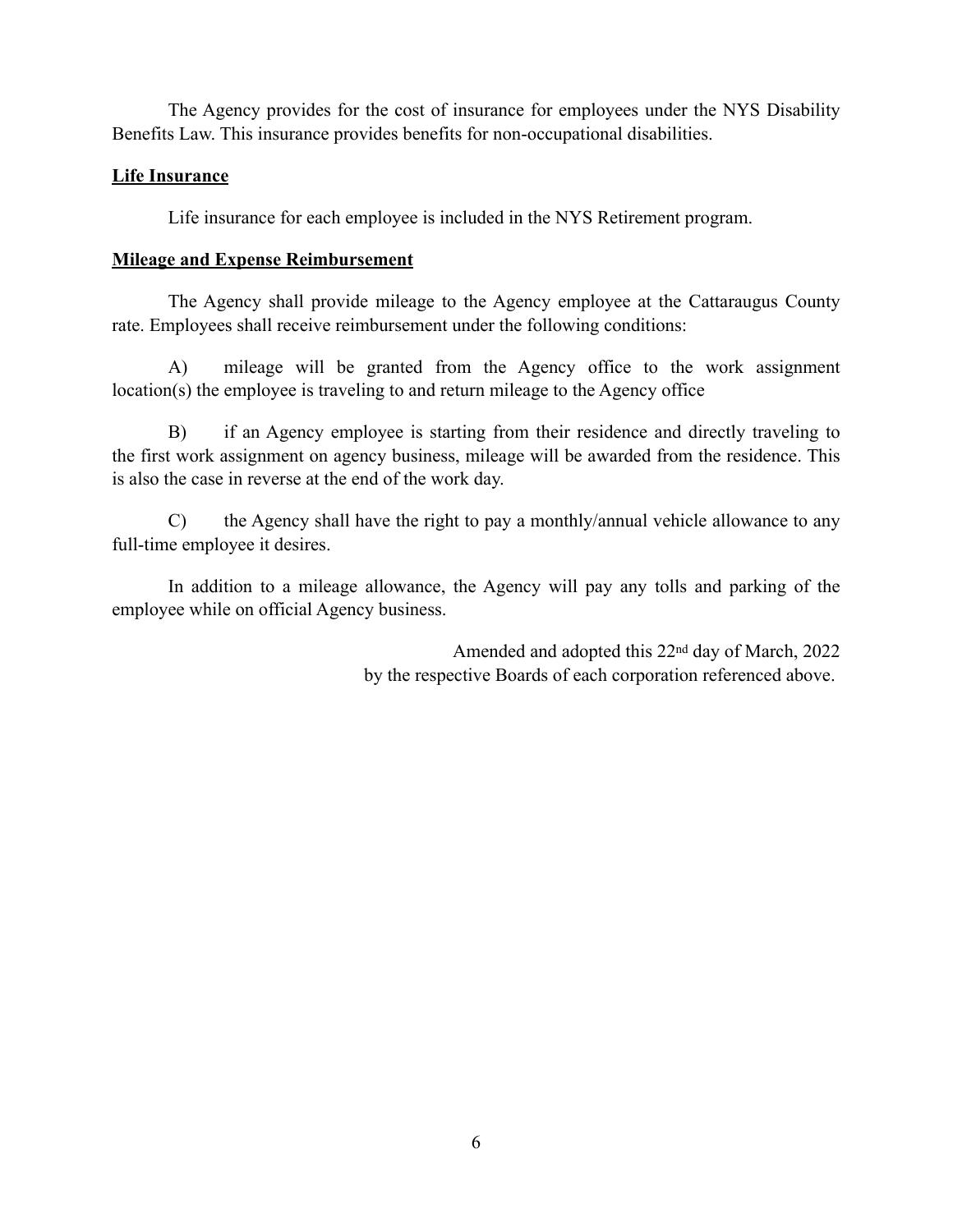The Agency provides for the cost of insurance for employees under the NYS Disability Benefits Law. This insurance provides benefits for non-occupational disabilities.

**Life Insurance**

Life insurance for each employee is included in the NYS Retirement program.

**Mileage and Expense Reimbursement**

The Agency shall provide mileage to the Agency employee at the Cattaraugus County rate. Employees shall receive reimbursement under the following conditions:

A) mileage will be granted from the Agency office to the work assignment location(s) the employee is traveling to and return mileage to the Agency office

B) if an Agency employee is starting from their residence and directly traveling to the first work assignment on agency business, mileage will be awarded from the residence. This is also the case in reverse at the end of the work day.

C) the Agency shall have the right to pay a monthly/annual vehicle allowance to any full-time employee it desires.

In addition to a mileage allowance, the Agency will pay any tolls and parking of the employee while on official Agency business.

Amended and adopted this 22nd day of March, 2022
by the respective Boards of each corporation referenced above.